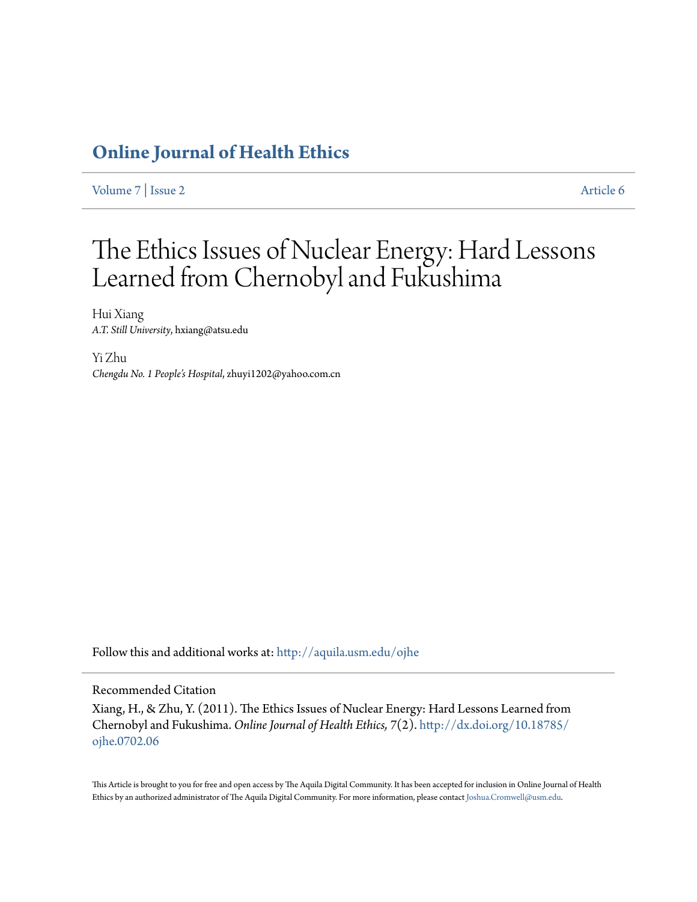# Online Journal of Health Ethics

Volume 7 | Issue 2 Article 6

# The Ethics Issues of Nuclear Energy: Hard Lessons Learned from Chernobyl and Fukushima

Hui Xiang
*A.T. Still University*, hxiang@atsu.edu

Yi Zhu
*Chengdu No. 1 People's Hospital*, zhuyi1202@yahoo.com.cn

Follow this and additional works at: http://aquila.usm.edu/ojhe

## Recommended Citation

Xiang, H., & Zhu, Y. (2011). The Ethics Issues of Nuclear Energy: Hard Lessons Learned from Chernobyl and Fukushima. *Online Journal of Health Ethics, 7*(2). http://dx.doi.org/10.18785/ojhe.0702.06

This Article is brought to you for free and open access by The Aquila Digital Community. It has been accepted for inclusion in Online Journal of Health Ethics by an authorized administrator of The Aquila Digital Community. For more information, please contact Joshua.Cromwell@usm.edu.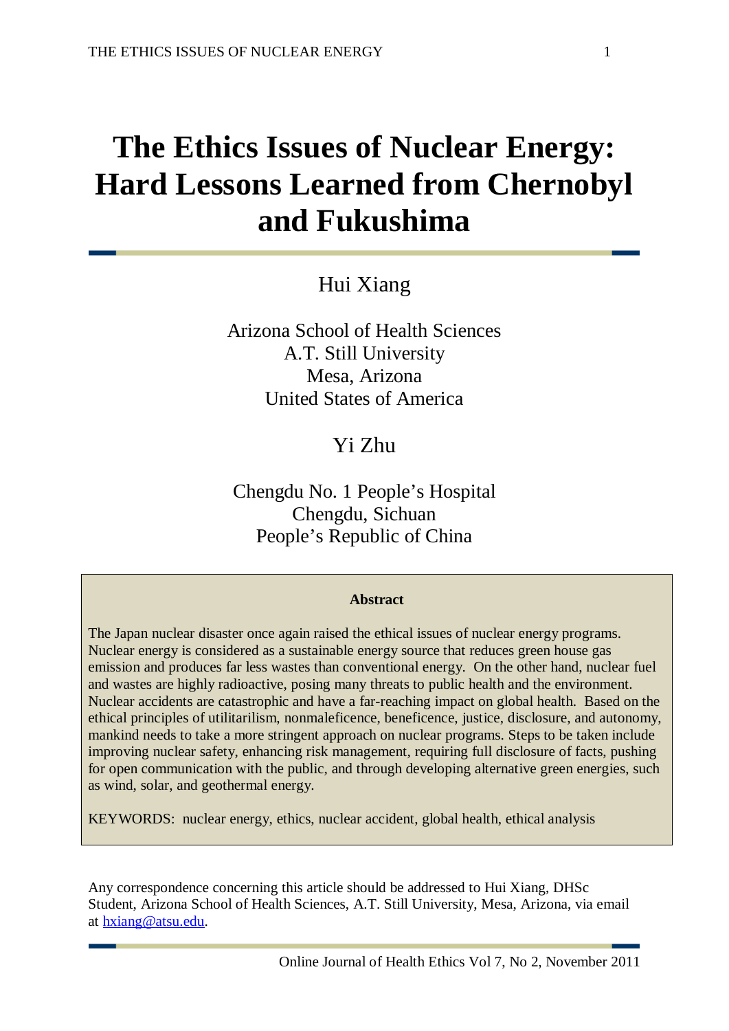# The Ethics Issues of Nuclear Energy: Hard Lessons Learned from Chernobyl and Fukushima

Hui Xiang

Arizona School of Health Sciences
A.T. Still University
Mesa, Arizona
United States of America

Yi Zhu

Chengdu No. 1 People's Hospital
Chengdu, Sichuan
People's Republic of China

**Abstract**

The Japan nuclear disaster once again raised the ethical issues of nuclear energy programs. Nuclear energy is considered as a sustainable energy source that reduces green house gas emission and produces far less wastes than conventional energy. On the other hand, nuclear fuel and wastes are highly radioactive, posing many threats to public health and the environment. Nuclear accidents are catastrophic and have a far-reaching impact on global health. Based on the ethical principles of utilitarilism, nonmaleficence, beneficence, justice, disclosure, and autonomy, mankind needs to take a more stringent approach on nuclear programs. Steps to be taken include improving nuclear safety, enhancing risk management, requiring full disclosure of facts, pushing for open communication with the public, and through developing alternative green energies, such as wind, solar, and geothermal energy.

KEYWORDS: nuclear energy, ethics, nuclear accident, global health, ethical analysis

Any correspondence concerning this article should be addressed to Hui Xiang, DHSc Student, Arizona School of Health Sciences, A.T. Still University, Mesa, Arizona, via email at hxiang@atsu.edu.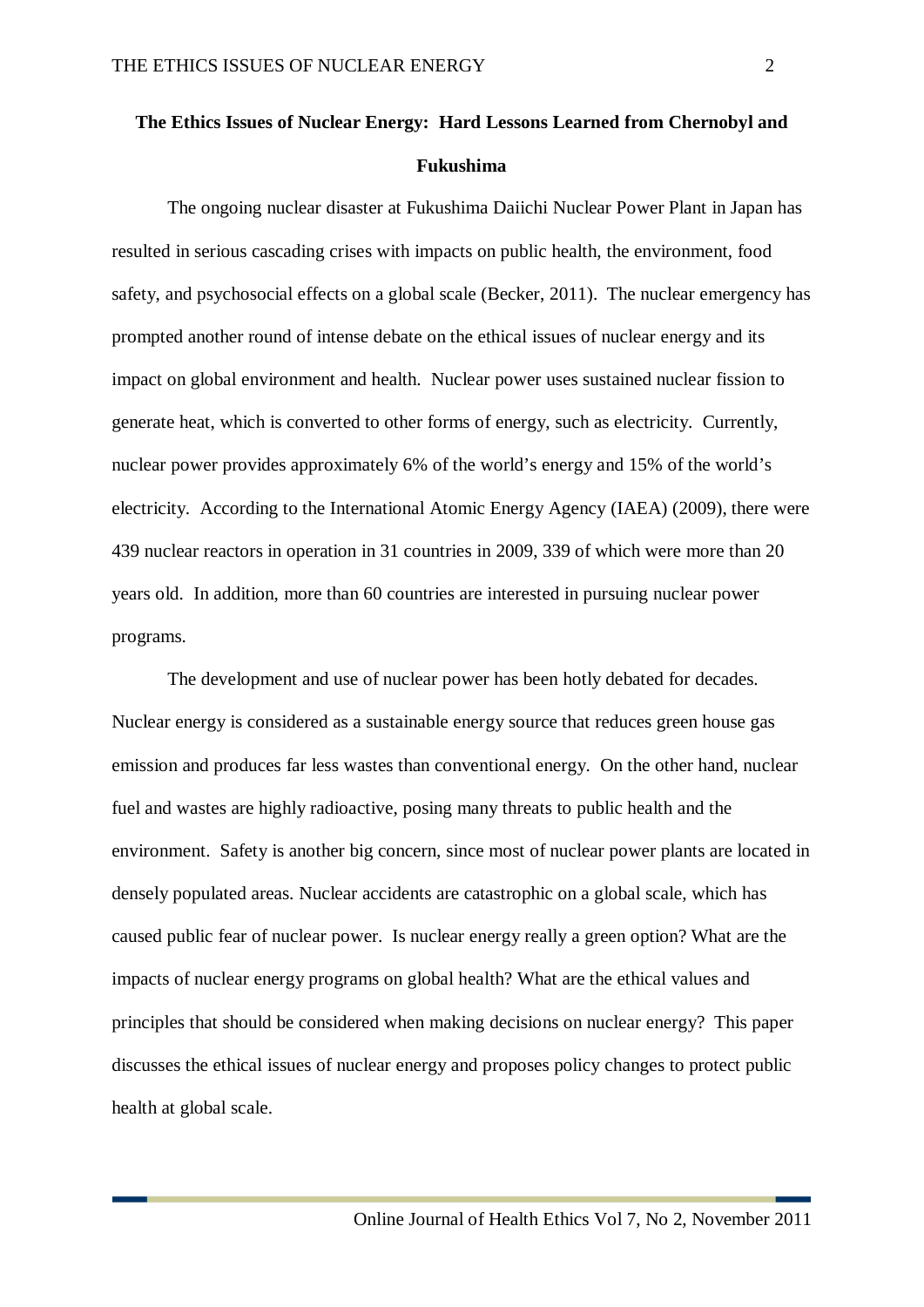**The Ethics Issues of Nuclear Energy: Hard Lessons Learned from Chernobyl and Fukushima**

The ongoing nuclear disaster at Fukushima Daiichi Nuclear Power Plant in Japan has resulted in serious cascading crises with impacts on public health, the environment, food safety, and psychosocial effects on a global scale (Becker, 2011). The nuclear emergency has prompted another round of intense debate on the ethical issues of nuclear energy and its impact on global environment and health. Nuclear power uses sustained nuclear fission to generate heat, which is converted to other forms of energy, such as electricity. Currently, nuclear power provides approximately 6% of the world's energy and 15% of the world's electricity. According to the International Atomic Energy Agency (IAEA) (2009), there were 439 nuclear reactors in operation in 31 countries in 2009, 339 of which were more than 20 years old. In addition, more than 60 countries are interested in pursuing nuclear power programs.

The development and use of nuclear power has been hotly debated for decades. Nuclear energy is considered as a sustainable energy source that reduces green house gas emission and produces far less wastes than conventional energy. On the other hand, nuclear fuel and wastes are highly radioactive, posing many threats to public health and the environment. Safety is another big concern, since most of nuclear power plants are located in densely populated areas. Nuclear accidents are catastrophic on a global scale, which has caused public fear of nuclear power. Is nuclear energy really a green option? What are the impacts of nuclear energy programs on global health? What are the ethical values and principles that should be considered when making decisions on nuclear energy? This paper discusses the ethical issues of nuclear energy and proposes policy changes to protect public health at global scale.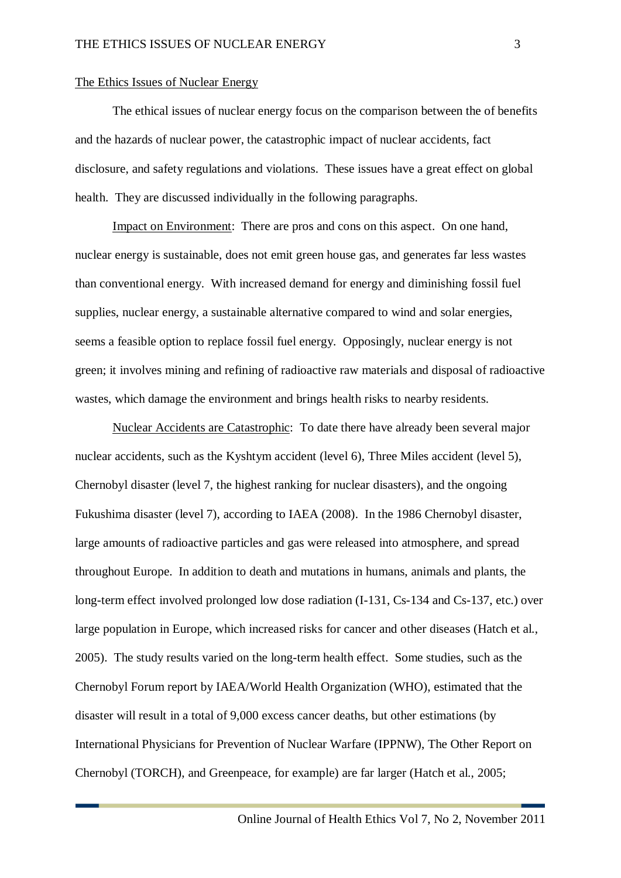## The Ethics Issues of Nuclear Energy

The ethical issues of nuclear energy focus on the comparison between the of benefits and the hazards of nuclear power, the catastrophic impact of nuclear accidents, fact disclosure, and safety regulations and violations. These issues have a great effect on global health. They are discussed individually in the following paragraphs.

Impact on Environment: There are pros and cons on this aspect. On one hand, nuclear energy is sustainable, does not emit green house gas, and generates far less wastes than conventional energy. With increased demand for energy and diminishing fossil fuel supplies, nuclear energy, a sustainable alternative compared to wind and solar energies, seems a feasible option to replace fossil fuel energy. Opposingly, nuclear energy is not green; it involves mining and refining of radioactive raw materials and disposal of radioactive wastes, which damage the environment and brings health risks to nearby residents.

Nuclear Accidents are Catastrophic: To date there have already been several major nuclear accidents, such as the Kyshtym accident (level 6), Three Miles accident (level 5), Chernobyl disaster (level 7, the highest ranking for nuclear disasters), and the ongoing Fukushima disaster (level 7), according to IAEA (2008). In the 1986 Chernobyl disaster, large amounts of radioactive particles and gas were released into atmosphere, and spread throughout Europe. In addition to death and mutations in humans, animals and plants, the long-term effect involved prolonged low dose radiation (I-131, Cs-134 and Cs-137, etc.) over large population in Europe, which increased risks for cancer and other diseases (Hatch et al., 2005). The study results varied on the long-term health effect. Some studies, such as the Chernobyl Forum report by IAEA/World Health Organization (WHO), estimated that the disaster will result in a total of 9,000 excess cancer deaths, but other estimations (by International Physicians for Prevention of Nuclear Warfare (IPPNW), The Other Report on Chernobyl (TORCH), and Greenpeace, for example) are far larger (Hatch et al., 2005;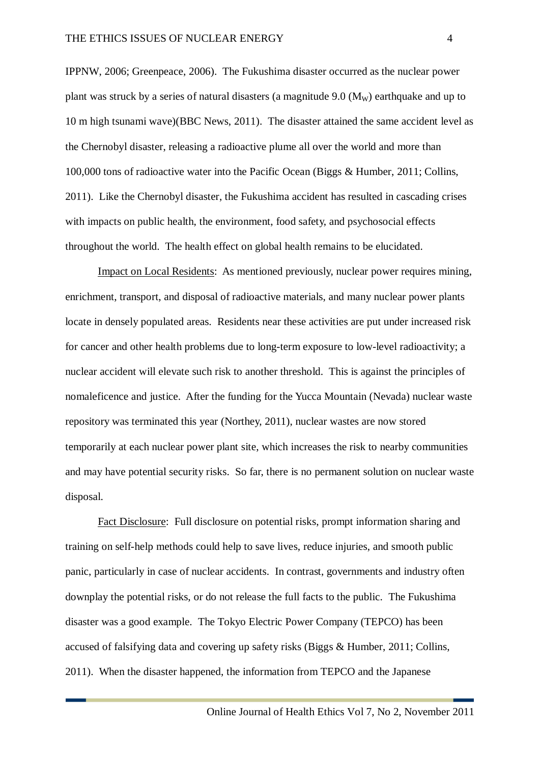IPPNW, 2006; Greenpeace, 2006). The Fukushima disaster occurred as the nuclear power plant was struck by a series of natural disasters (a magnitude 9.0 ($M_W$) earthquake and up to 10 m high tsunami wave)(BBC News, 2011). The disaster attained the same accident level as the Chernobyl disaster, releasing a radioactive plume all over the world and more than 100,000 tons of radioactive water into the Pacific Ocean (Biggs & Humber, 2011; Collins, 2011). Like the Chernobyl disaster, the Fukushima accident has resulted in cascading crises with impacts on public health, the environment, food safety, and psychosocial effects throughout the world. The health effect on global health remains to be elucidated.

Impact on Local Residents: As mentioned previously, nuclear power requires mining, enrichment, transport, and disposal of radioactive materials, and many nuclear power plants locate in densely populated areas. Residents near these activities are put under increased risk for cancer and other health problems due to long-term exposure to low-level radioactivity; a nuclear accident will elevate such risk to another threshold. This is against the principles of nomaleficence and justice. After the funding for the Yucca Mountain (Nevada) nuclear waste repository was terminated this year (Northey, 2011), nuclear wastes are now stored temporarily at each nuclear power plant site, which increases the risk to nearby communities and may have potential security risks. So far, there is no permanent solution on nuclear waste disposal.

Fact Disclosure: Full disclosure on potential risks, prompt information sharing and training on self-help methods could help to save lives, reduce injuries, and smooth public panic, particularly in case of nuclear accidents. In contrast, governments and industry often downplay the potential risks, or do not release the full facts to the public. The Fukushima disaster was a good example. The Tokyo Electric Power Company (TEPCO) has been accused of falsifying data and covering up safety risks (Biggs & Humber, 2011; Collins, 2011). When the disaster happened, the information from TEPCO and the Japanese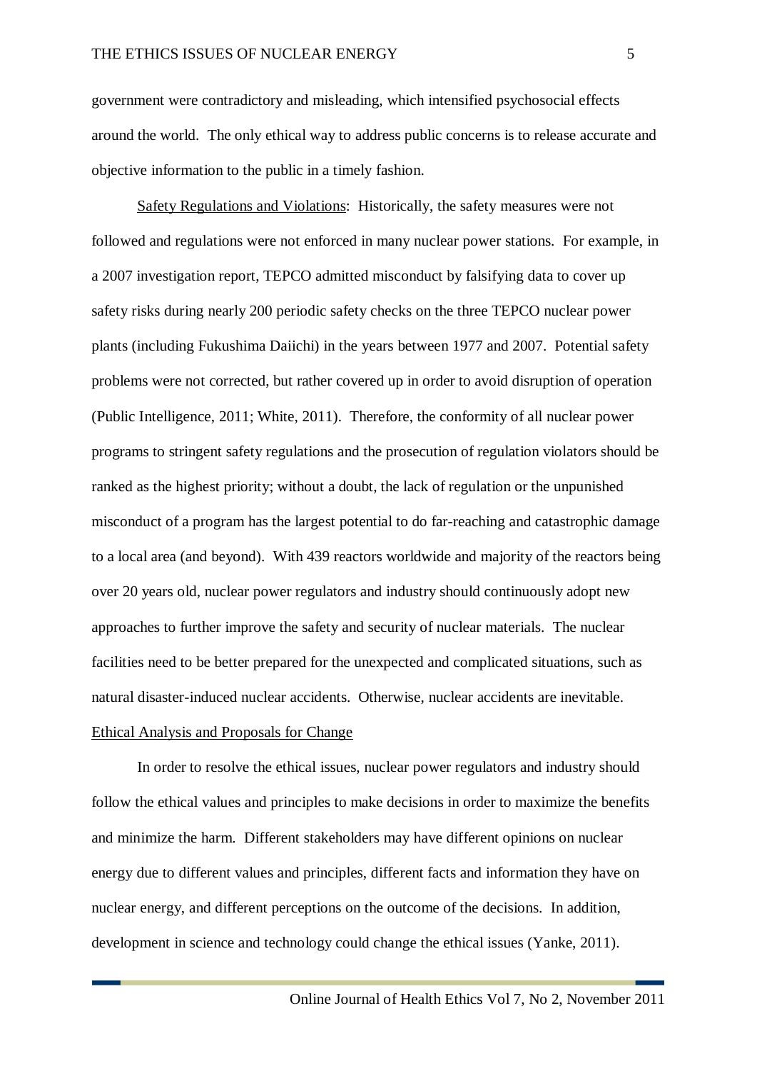government were contradictory and misleading, which intensified psychosocial effects around the world. The only ethical way to address public concerns is to release accurate and objective information to the public in a timely fashion.

Safety Regulations and Violations: Historically, the safety measures were not followed and regulations were not enforced in many nuclear power stations. For example, in a 2007 investigation report, TEPCO admitted misconduct by falsifying data to cover up safety risks during nearly 200 periodic safety checks on the three TEPCO nuclear power plants (including Fukushima Daiichi) in the years between 1977 and 2007. Potential safety problems were not corrected, but rather covered up in order to avoid disruption of operation (Public Intelligence, 2011; White, 2011). Therefore, the conformity of all nuclear power programs to stringent safety regulations and the prosecution of regulation violators should be ranked as the highest priority; without a doubt, the lack of regulation or the unpunished misconduct of a program has the largest potential to do far-reaching and catastrophic damage to a local area (and beyond). With 439 reactors worldwide and majority of the reactors being over 20 years old, nuclear power regulators and industry should continuously adopt new approaches to further improve the safety and security of nuclear materials. The nuclear facilities need to be better prepared for the unexpected and complicated situations, such as natural disaster-induced nuclear accidents. Otherwise, nuclear accidents are inevitable.

## Ethical Analysis and Proposals for Change

In order to resolve the ethical issues, nuclear power regulators and industry should follow the ethical values and principles to make decisions in order to maximize the benefits and minimize the harm. Different stakeholders may have different opinions on nuclear energy due to different values and principles, different facts and information they have on nuclear energy, and different perceptions on the outcome of the decisions. In addition, development in science and technology could change the ethical issues (Yanke, 2011).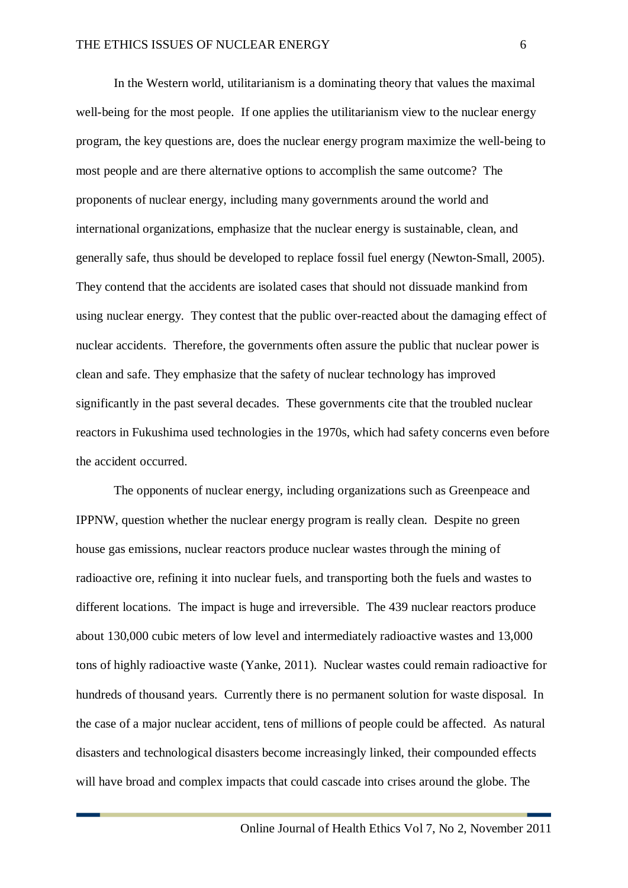In the Western world, utilitarianism is a dominating theory that values the maximal well-being for the most people. If one applies the utilitarianism view to the nuclear energy program, the key questions are, does the nuclear energy program maximize the well-being to most people and are there alternative options to accomplish the same outcome? The proponents of nuclear energy, including many governments around the world and international organizations, emphasize that the nuclear energy is sustainable, clean, and generally safe, thus should be developed to replace fossil fuel energy (Newton-Small, 2005). They contend that the accidents are isolated cases that should not dissuade mankind from using nuclear energy. They contest that the public over-reacted about the damaging effect of nuclear accidents. Therefore, the governments often assure the public that nuclear power is clean and safe. They emphasize that the safety of nuclear technology has improved significantly in the past several decades. These governments cite that the troubled nuclear reactors in Fukushima used technologies in the 1970s, which had safety concerns even before the accident occurred.

The opponents of nuclear energy, including organizations such as Greenpeace and IPPNW, question whether the nuclear energy program is really clean. Despite no green house gas emissions, nuclear reactors produce nuclear wastes through the mining of radioactive ore, refining it into nuclear fuels, and transporting both the fuels and wastes to different locations. The impact is huge and irreversible. The 439 nuclear reactors produce about 130,000 cubic meters of low level and intermediately radioactive wastes and 13,000 tons of highly radioactive waste (Yanke, 2011). Nuclear wastes could remain radioactive for hundreds of thousand years. Currently there is no permanent solution for waste disposal. In the case of a major nuclear accident, tens of millions of people could be affected. As natural disasters and technological disasters become increasingly linked, their compounded effects will have broad and complex impacts that could cascade into crises around the globe. The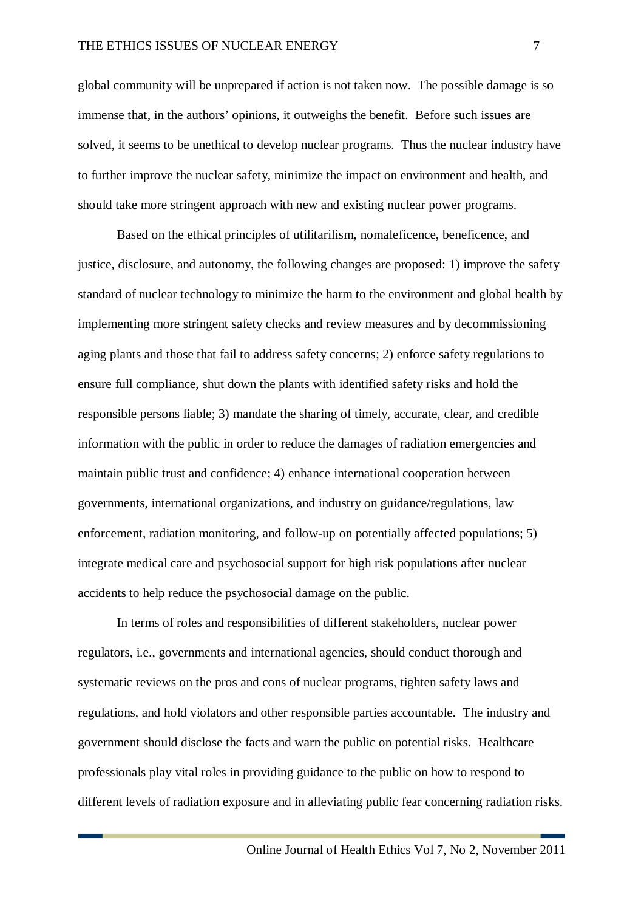global community will be unprepared if action is not taken now. The possible damage is so immense that, in the authors' opinions, it outweighs the benefit. Before such issues are solved, it seems to be unethical to develop nuclear programs. Thus the nuclear industry have to further improve the nuclear safety, minimize the impact on environment and health, and should take more stringent approach with new and existing nuclear power programs.

Based on the ethical principles of utilitarilism, nomaleficence, beneficence, and justice, disclosure, and autonomy, the following changes are proposed: 1) improve the safety standard of nuclear technology to minimize the harm to the environment and global health by implementing more stringent safety checks and review measures and by decommissioning aging plants and those that fail to address safety concerns; 2) enforce safety regulations to ensure full compliance, shut down the plants with identified safety risks and hold the responsible persons liable; 3) mandate the sharing of timely, accurate, clear, and credible information with the public in order to reduce the damages of radiation emergencies and maintain public trust and confidence; 4) enhance international cooperation between governments, international organizations, and industry on guidance/regulations, law enforcement, radiation monitoring, and follow-up on potentially affected populations; 5) integrate medical care and psychosocial support for high risk populations after nuclear accidents to help reduce the psychosocial damage on the public.

In terms of roles and responsibilities of different stakeholders, nuclear power regulators, i.e., governments and international agencies, should conduct thorough and systematic reviews on the pros and cons of nuclear programs, tighten safety laws and regulations, and hold violators and other responsible parties accountable. The industry and government should disclose the facts and warn the public on potential risks. Healthcare professionals play vital roles in providing guidance to the public on how to respond to different levels of radiation exposure and in alleviating public fear concerning radiation risks.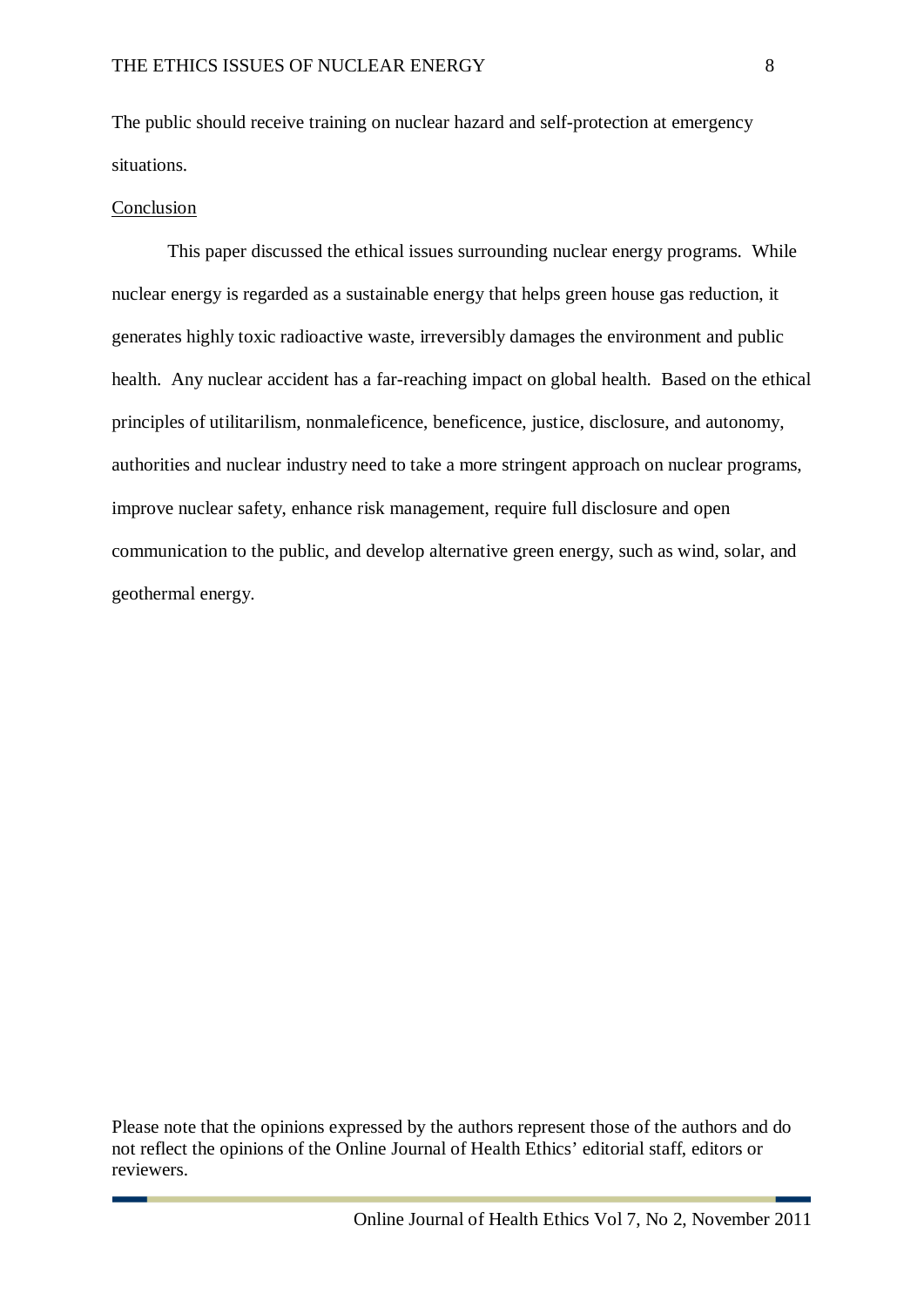The public should receive training on nuclear hazard and self-protection at emergency situations.

## Conclusion

This paper discussed the ethical issues surrounding nuclear energy programs. While nuclear energy is regarded as a sustainable energy that helps green house gas reduction, it generates highly toxic radioactive waste, irreversibly damages the environment and public health. Any nuclear accident has a far-reaching impact on global health. Based on the ethical principles of utilitarilism, nonmaleficence, beneficence, justice, disclosure, and autonomy, authorities and nuclear industry need to take a more stringent approach on nuclear programs, improve nuclear safety, enhance risk management, require full disclosure and open communication to the public, and develop alternative green energy, such as wind, solar, and geothermal energy.

Please note that the opinions expressed by the authors represent those of the authors and do not reflect the opinions of the Online Journal of Health Ethics' editorial staff, editors or reviewers.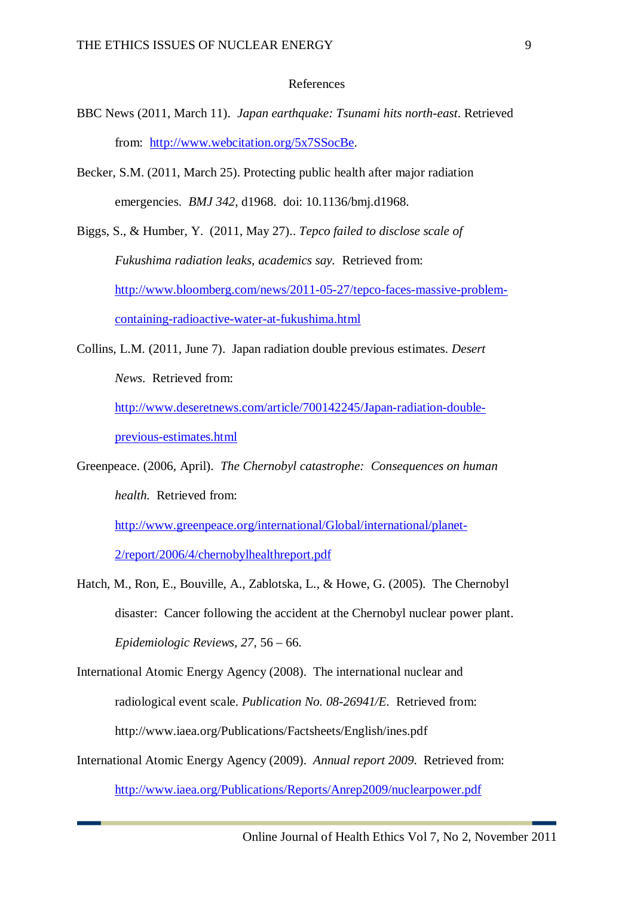# References

BBC News (2011, March 11). *Japan earthquake: Tsunami hits north-east*. Retrieved from: http://www.webcitation.org/5x7SSocBe.

Becker, S.M. (2011, March 25). Protecting public health after major radiation emergencies. *BMJ 342*, d1968. doi: 10.1136/bmj.d1968.

Biggs, S., & Humber, Y. (2011, May 27).. *Tepco failed to disclose scale of Fukushima radiation leaks, academics say.* Retrieved from: http://www.bloomberg.com/news/2011-05-27/tepco-faces-massive-problem-containing-radioactive-water-at-fukushima.html

Collins, L.M. (2011, June 7). Japan radiation double previous estimates. *Desert News*. Retrieved from: http://www.deseretnews.com/article/700142245/Japan-radiation-double-previous-estimates.html

Greenpeace. (2006, April). *The Chernobyl catastrophe: Consequences on human health.* Retrieved from: http://www.greenpeace.org/international/Global/international/planet-2/report/2006/4/chernobylhealthreport.pdf

Hatch, M., Ron, E., Bouville, A., Zablotska, L., & Howe, G. (2005). The Chernobyl disaster: Cancer following the accident at the Chernobyl nuclear power plant. *Epidemiologic Reviews, 27,* 56 – 66.

International Atomic Energy Agency (2008). The international nuclear and radiological event scale. *Publication No. 08-26941/E.* Retrieved from: http://www.iaea.org/Publications/Factsheets/English/ines.pdf

International Atomic Energy Agency (2009). *Annual report 2009*. Retrieved from: http://www.iaea.org/Publications/Reports/Anrep2009/nuclearpower.pdf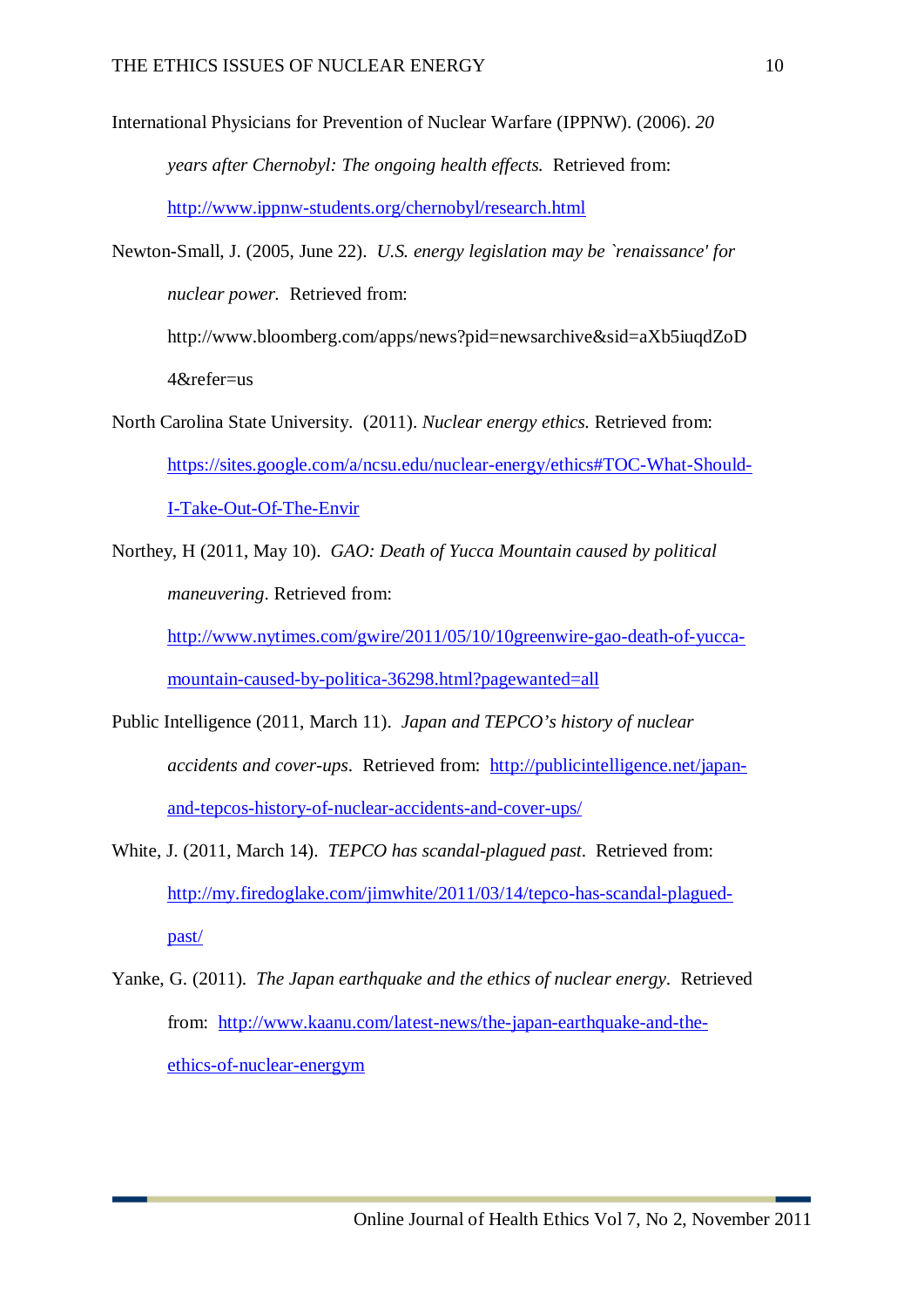International Physicians for Prevention of Nuclear Warfare (IPPNW). (2006). *20 years after Chernobyl: The ongoing health effects.* Retrieved from: http://www.ippnw-students.org/chernobyl/research.html

Newton-Small, J. (2005, June 22). *U.S. energy legislation may be `renaissance' for nuclear power.* Retrieved from: http://www.bloomberg.com/apps/news?pid=newsarchive&sid=aXb5iuqdZoD4&refer=us

North Carolina State University. (2011). *Nuclear energy ethics.* Retrieved from: https://sites.google.com/a/ncsu.edu/nuclear-energy/ethics#TOC-What-Should-I-Take-Out-Of-The-Envir

Northey, H (2011, May 10). *GAO: Death of Yucca Mountain caused by political maneuvering*. Retrieved from: http://www.nytimes.com/gwire/2011/05/10/10greenwire-gao-death-of-yucca-mountain-caused-by-politica-36298.html?pagewanted=all

Public Intelligence (2011, March 11). *Japan and TEPCO's history of nuclear accidents and cover-ups*. Retrieved from: http://publicintelligence.net/japan-and-tepcos-history-of-nuclear-accidents-and-cover-ups/

White, J. (2011, March 14). *TEPCO has scandal-plagued past*. Retrieved from: http://my.firedoglake.com/jimwhite/2011/03/14/tepco-has-scandal-plagued-past/

Yanke, G. (2011). *The Japan earthquake and the ethics of nuclear energy*. Retrieved from: http://www.kaanu.com/latest-news/the-japan-earthquake-and-the-ethics-of-nuclear-energym